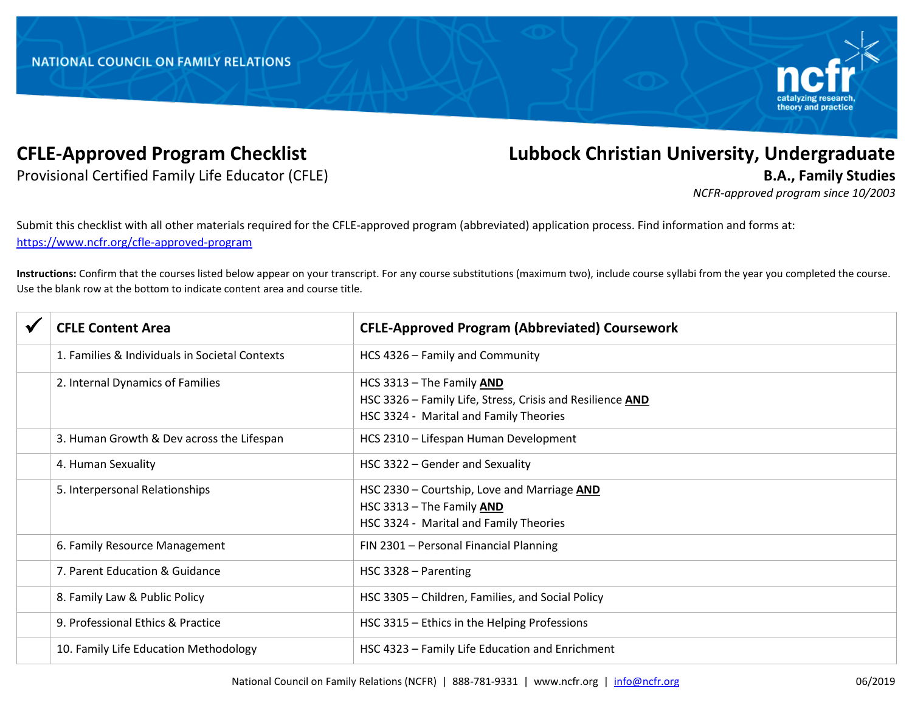NATIONAL COUNCIL ON FAMILY RELATIONS

# CFLE-Approved Program Checklist

Provisional Certified Family Life Educator (CFLE)

## Lubbock Christian University, Undergraduate

**B.A., Family Studies**

*NCFR-approved program since 10/2003*

Submit this checklist with all other materials required for the CFLE-approved program (abbreviated) application process. Find information and forms at: https://www.ncfr.org/cfle-approved-program

**Instructions:** Confirm that the courses listed below appear on your transcript. For any course substitutions (maximum two), include course syllabi from the year you completed the course. Use the blank row at the bottom to indicate content area and course title.

| ✔ | CFLE Content Area | CFLE-Approved Program (Abbreviated) Coursework |
|---|---|---|
| | 1. Families & Individuals in Societal Contexts | HCS 4326 – Family and Community |
| | 2. Internal Dynamics of Families | HCS 3313 – The Family **AND**<br>HSC 3326 – Family Life, Stress, Crisis and Resilience **AND**<br>HSC 3324 - Marital and Family Theories |
| | 3. Human Growth & Dev across the Lifespan | HCS 2310 – Lifespan Human Development |
| | 4. Human Sexuality | HSC 3322 – Gender and Sexuality |
| | 5. Interpersonal Relationships | HSC 2330 – Courtship, Love and Marriage **AND**<br>HSC 3313 – The Family **AND**<br>HSC 3324 - Marital and Family Theories |
| | 6. Family Resource Management | FIN 2301 – Personal Financial Planning |
| | 7. Parent Education & Guidance | HSC 3328 – Parenting |
| | 8. Family Law & Public Policy | HSC 3305 – Children, Families, and Social Policy |
| | 9. Professional Ethics & Practice | HSC 3315 – Ethics in the Helping Professions |
| | 10. Family Life Education Methodology | HSC 4323 – Family Life Education and Enrichment |

National Council on Family Relations (NCFR) | 888-781-9331 | www.ncfr.org | info@ncfr.org 06/2019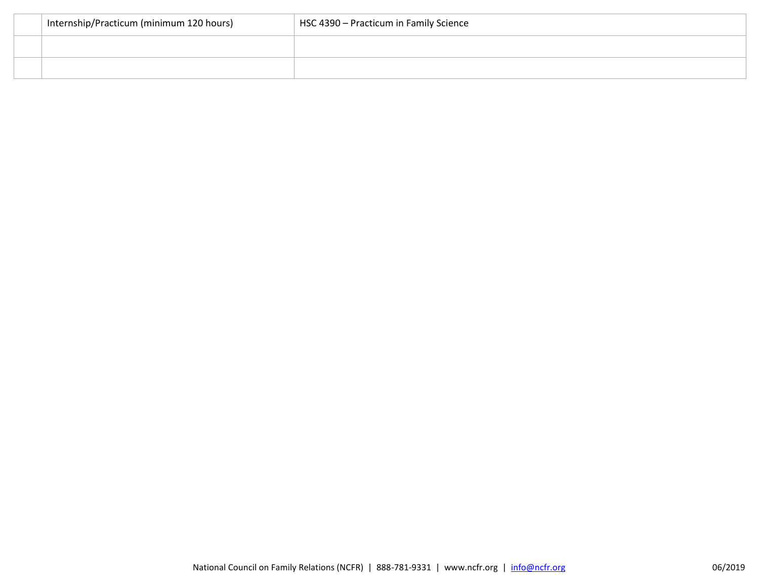| | | |
|---|---|---|
| | Internship/Practicum (minimum 120 hours) | HSC 4390 – Practicum in Family Science |
| | | |
| | | |